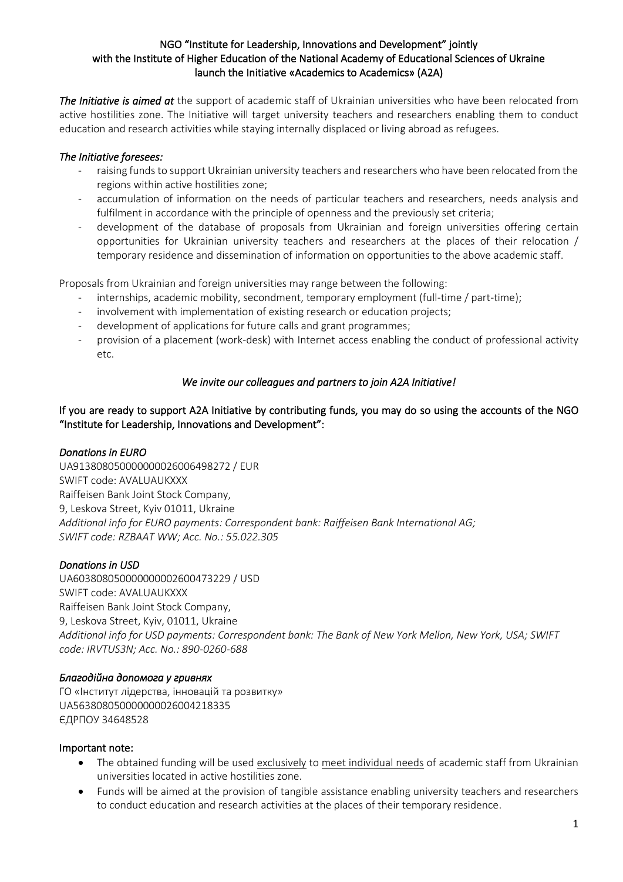# NGO "Institute for Leadership, Innovations and Development" jointly with the Institute of Higher Education of the National Academy of Educational Sciences of Ukraine launch the Initiative «Academics to Academics» (A2A)

***The Initiative is aimed at*** the support of academic staff of Ukrainian universities who have been relocated from active hostilities zone. The Initiative will target university teachers and researchers enabling them to conduct education and research activities while staying internally displaced or living abroad as refugees.

*The Initiative foresees:*

- raising funds to support Ukrainian university teachers and researchers who have been relocated from the regions within active hostilities zone;
- accumulation of information on the needs of particular teachers and researchers, needs analysis and fulfilment in accordance with the principle of openness and the previously set criteria;
- development of the database of proposals from Ukrainian and foreign universities offering certain opportunities for Ukrainian university teachers and researchers at the places of their relocation / temporary residence and dissemination of information on opportunities to the above academic staff.

Proposals from Ukrainian and foreign universities may range between the following:

- internships, academic mobility, secondment, temporary employment (full-time / part-time);
- involvement with implementation of existing research or education projects;
- development of applications for future calls and grant programmes;
- provision of a placement (work-desk) with Internet access enabling the conduct of professional activity etc.

*We invite our colleagues and partners to join A2A Initiative!*

**If you are ready to support A2A Initiative by contributing funds, you may do so using the accounts of the NGO "Institute for Leadership, Innovations and Development":**

*Donations in EURO*
UA913808050000000026006498272 / EUR
SWIFT code: AVALUAUKXXX
Raiffeisen Bank Joint Stock Company,
9, Leskova Street, Kyiv 01011, Ukraine
*Additional info for EURO payments: Correspondent bank: Raiffeisen Bank International AG; SWIFT code: RZBAAT WW; Acc. No.: 55.022.305*

*Donations in USD*
UA603808050000000002600473229 / USD
SWIFT code: AVALUAUKXXX
Raiffeisen Bank Joint Stock Company,
9, Leskova Street, Kyiv, 01011, Ukraine
*Additional info for USD payments: Correspondent bank: The Bank of New York Mellon, New York, USA; SWIFT code: IRVTUS3N; Acc. No.: 890-0260-688*

*Благодійна допомога у гривнях*
ГО «Інститут лідерства, інновацій та розвитку»
UA563808050000000026004218335
ЄДРПОУ 34648528

**Important note:**

- The obtained funding will be used exclusively to meet individual needs of academic staff from Ukrainian universities located in active hostilities zone.
- Funds will be aimed at the provision of tangible assistance enabling university teachers and researchers to conduct education and research activities at the places of their temporary residence.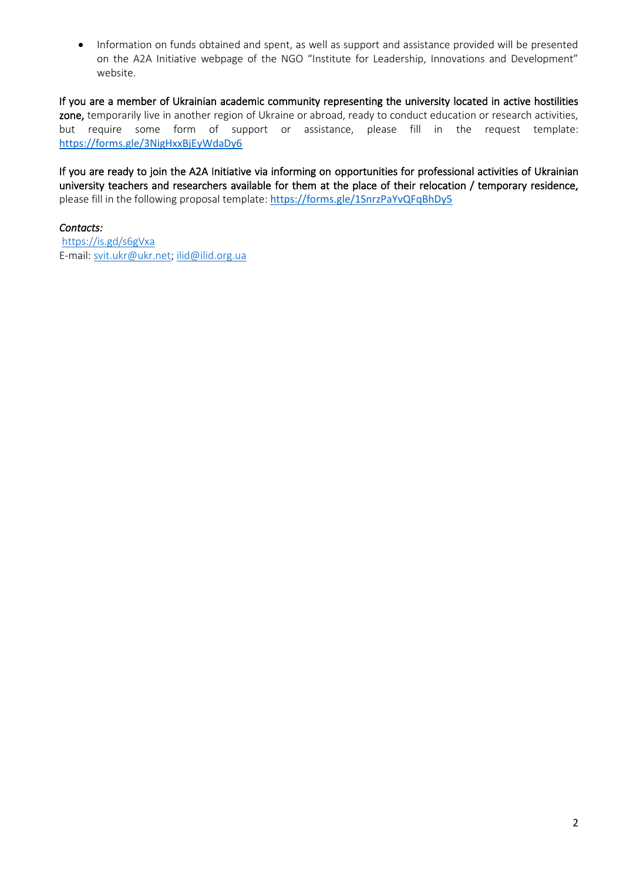- Information on funds obtained and spent, as well as support and assistance provided will be presented on the A2A Initiative webpage of the NGO "Institute for Leadership, Innovations and Development" website.

If you are a member of Ukrainian academic community representing the university located in active hostilities zone, temporarily live in another region of Ukraine or abroad, ready to conduct education or research activities, but require some form of support or assistance, please fill in the request template: https://forms.gle/3NigHxxBjEyWdaDy6

If you are ready to join the A2A Initiative via informing on opportunities for professional activities of Ukrainian university teachers and researchers available for them at the place of their relocation / temporary residence, please fill in the following proposal template: https://forms.gle/1SnrzPaYvQFqBhDy5

*Contacts:*
https://is.gd/s6gVxa
E-mail: svit.ukr@ukr.net; ilid@ilid.org.ua